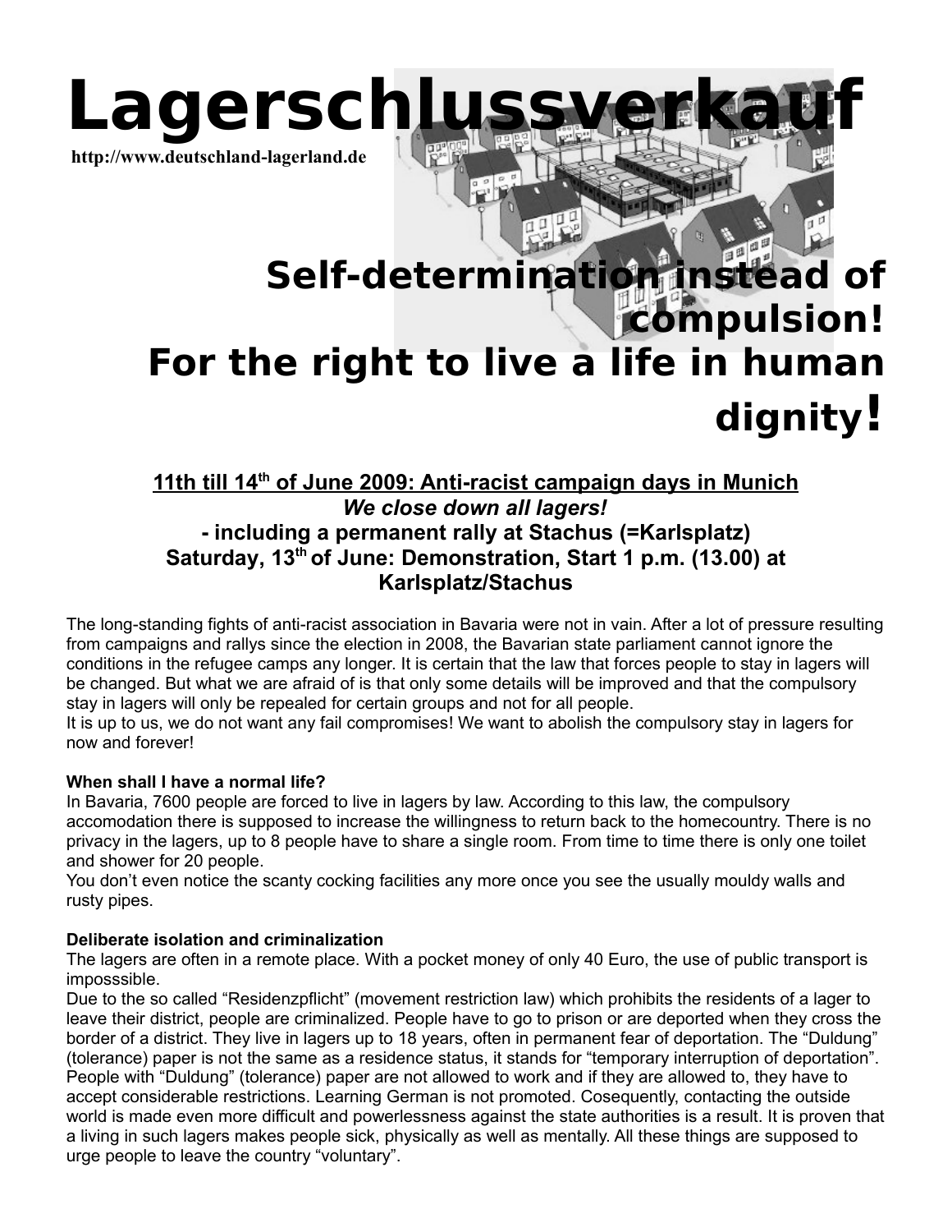# Lagerschlussverkauf

**http://www.deutschland-lagerland.de**

## Self-determination instead of compulsion! For the right to live a life in human dignity!

### 11th till 14th of June 2009: Anti-racist campaign days in Munich

***We close down all lagers!***

**- including a permanent rally at Stachus (=Karlsplatz)**

**Saturday, 13th of June: Demonstration, Start 1 p.m. (13.00) at Karlsplatz/Stachus**

The long-standing fights of anti-racist association in Bavaria were not in vain. After a lot of pressure resulting from campaigns and rallys since the election in 2008, the Bavarian state parliament cannot ignore the conditions in the refugee camps any longer. It is certain that the law that forces people to stay in lagers will be changed. But what we are afraid of is that only some details will be improved and that the compulsory stay in lagers will only be repealed for certain groups and not for all people.
It is up to us, we do not want any fail compromises! We want to abolish the compulsory stay in lagers for now and forever!

**When shall I have a normal life?**

In Bavaria, 7600 people are forced to live in lagers by law. According to this law, the compulsory accomodation there is supposed to increase the willingness to return back to the homecountry. There is no privacy in the lagers, up to 8 people have to share a single room. From time to time there is only one toilet and shower for 20 people.
You don't even notice the scanty cocking facilities any more once you see the usually mouldy walls and rusty pipes.

**Deliberate isolation and criminalization**

The lagers are often in a remote place. With a pocket money of only 40 Euro, the use of public transport is imposssible.
Due to the so called "Residenzpflicht" (movement restriction law) which prohibits the residents of a lager to leave their district, people are criminalized. People have to go to prison or are deported when they cross the border of a district. They live in lagers up to 18 years, often in permanent fear of deportation. The "Duldung" (tolerance) paper is not the same as a residence status, it stands for "temporary interruption of deportation". People with "Duldung" (tolerance) paper are not allowed to work and if they are allowed to, they have to accept considerable restrictions. Learning German is not promoted. Cosequently, contacting the outside world is made even more difficult and powerlessness against the state authorities is a result. It is proven that a living in such lagers makes people sick, physically as well as mentally. All these things are supposed to urge people to leave the country "voluntary".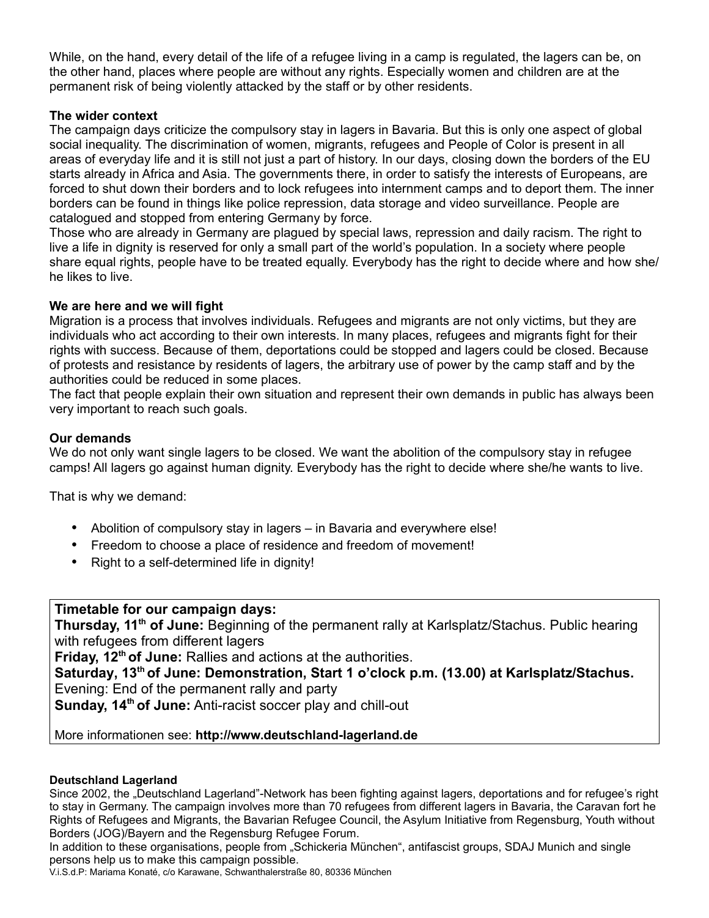While, on the hand, every detail of the life of a refugee living in a camp is regulated, the lagers can be, on the other hand, places where people are without any rights. Especially women and children are at the permanent risk of being violently attacked by the staff or by other residents.

**The wider context**

The campaign days criticize the compulsory stay in lagers in Bavaria. But this is only one aspect of global social inequality. The discrimination of women, migrants, refugees and People of Color is present in all areas of everyday life and it is still not just a part of history. In our days, closing down the borders of the EU starts already in Africa and Asia. The governments there, in order to satisfy the interests of Europeans, are forced to shut down their borders and to lock refugees into internment camps and to deport them. The inner borders can be found in things like police repression, data storage and video surveillance. People are catalogued and stopped from entering Germany by force.

Those who are already in Germany are plagued by special laws, repression and daily racism. The right to live a life in dignity is reserved for only a small part of the world's population. In a society where people share equal rights, people have to be treated equally. Everybody has the right to decide where and how she/he likes to live.

**We are here and we will fight**

Migration is a process that involves individuals. Refugees and migrants are not only victims, but they are individuals who act according to their own interests. In many places, refugees and migrants fight for their rights with success. Because of them, deportations could be stopped and lagers could be closed. Because of protests and resistance by residents of lagers, the arbitrary use of power by the camp staff and by the authorities could be reduced in some places.

The fact that people explain their own situation and represent their own demands in public has always been very important to reach such goals.

**Our demands**

We do not only want single lagers to be closed. We want the abolition of the compulsory stay in refugee camps! All lagers go against human dignity. Everybody has the right to decide where she/he wants to live.

That is why we demand:

- Abolition of compulsory stay in lagers – in Bavaria and everywhere else!
- Freedom to choose a place of residence and freedom of movement!
- Right to a self-determined life in dignity!

**Timetable for our campaign days:**

**Thursday, 11th of June:** Beginning of the permanent rally at Karlsplatz/Stachus. Public hearing with refugees from different lagers

**Friday, 12th of June:** Rallies and actions at the authorities.

**Saturday, 13th of June: Demonstration, Start 1 o'clock p.m. (13.00) at Karlsplatz/Stachus.**

Evening: End of the permanent rally and party

**Sunday, 14th of June:** Anti-racist soccer play and chill-out

More informationen see: **http://www.deutschland-lagerland.de**

**Deutschland Lagerland**

Since 2002, the „Deutschland Lagerland"-Network has been fighting against lagers, deportations and for refugee's right to stay in Germany. The campaign involves more than 70 refugees from different lagers in Bavaria, the Caravan fort he Rights of Refugees and Migrants, the Bavarian Refugee Council, the Asylum Initiative from Regensburg, Youth without Borders (JOG)/Bayern and the Regensburg Refugee Forum.

In addition to these organisations, people from „Schickeria München", antifascist groups, SDAJ Munich and single persons help us to make this campaign possible.

V.i.S.d.P: Mariama Konaté, c/o Karawane, Schwanthalerstraße 80, 80336 München